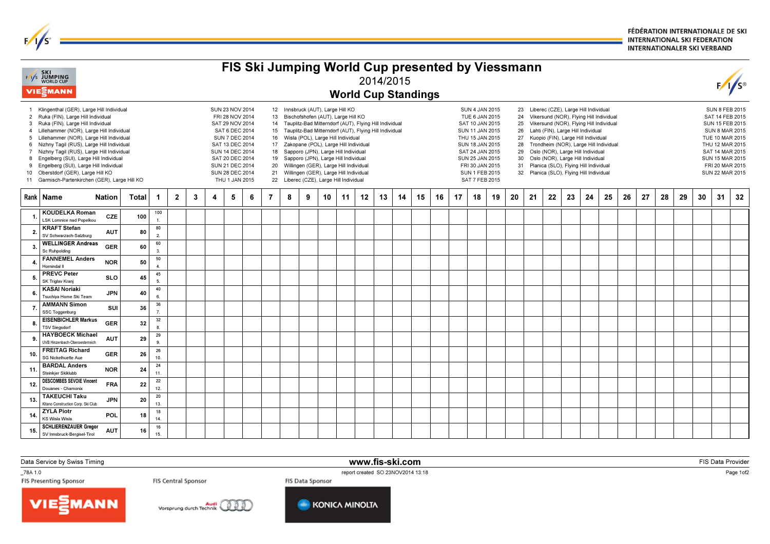FÉDÉRATION INTERNATIONALE DE SKI
INTERNATIONAL SKI FEDERATION
INTERNATIONALER SKI VERBAND

# FIS Ski Jumping World Cup presented by Viessmann

2014/2015

## World Cup Standings

| No. | Competition | Date |
|---|---|---|
| 1 | Klingenthal (GER), Large Hill Individual | SUN 23 NOV 2014 |
| 2 | Ruka (FIN), Large Hill Individual | FRI 28 NOV 2014 |
| 3 | Ruka (FIN), Large Hill Individual | SAT 29 NOV 2014 |
| 4 | Lillehammer (NOR), Large Hill Individual | SAT 6 DEC 2014 |
| 5 | Lillehammer (NOR), Large Hill Individual | SUN 7 DEC 2014 |
| 6 | Nizhny Tagil (RUS), Large Hill Individual | SAT 13 DEC 2014 |
| 7 | Nizhny Tagil (RUS), Large Hill Individual | SUN 14 DEC 2014 |
| 8 | Engelberg (SUI), Large Hill Individual | SAT 20 DEC 2014 |
| 9 | Engelberg (SUI), Large Hill Individual | SUN 21 DEC 2014 |
| 10 | Oberstdorf (GER), Large Hill KO | SUN 28 DEC 2014 |
| 11 | Garmisch-Partenkirchen (GER), Large Hill KO | THU 1 JAN 2015 |
| 12 | Innsbruck (AUT), Large Hill KO | SUN 4 JAN 2015 |
| 13 | Bischofshofen (AUT), Large Hill KO | TUE 6 JAN 2015 |
| 14 | Tauplitz-Bad Mitterndorf (AUT), Flying Hill Individual | SAT 10 JAN 2015 |
| 15 | Tauplitz-Bad Mitterndorf (AUT), Flying Hill Individual | SUN 11 JAN 2015 |
| 16 | Wisla (POL), Large Hill Individual | THU 15 JAN 2015 |
| 17 | Zakopane (POL), Large Hill Individual | SUN 18 JAN 2015 |
| 18 | Sapporo (JPN), Large Hill Individual | SAT 24 JAN 2015 |
| 19 | Sapporo (JPN), Large Hill Individual | SUN 25 JAN 2015 |
| 20 | Willingen (GER), Large Hill Individual | FRI 30 JAN 2015 |
| 21 | Willingen (GER), Large Hill Individual | SUN 1 FEB 2015 |
| 22 | Liberec (CZE), Large Hill Individual | SAT 7 FEB 2015 |
| 23 | Liberec (CZE), Large Hill Individual | SUN 8 FEB 2015 |
| 24 | Vikersund (NOR), Flying Hill Individual | SAT 14 FEB 2015 |
| 25 | Vikersund (NOR), Flying Hill Individual | SUN 15 FEB 2015 |
| 26 | Lahti (FIN), Large Hill Individual | SUN 8 MAR 2015 |
| 27 | Kuopio (FIN), Large Hill Individual | TUE 10 MAR 2015 |
| 28 | Trondheim (NOR), Large Hill Individual | THU 12 MAR 2015 |
| 29 | Oslo (NOR), Large Hill Individual | SAT 14 MAR 2015 |
| 30 | Oslo (NOR), Large Hill Individual | SUN 15 MAR 2015 |
| 31 | Planica (SLO), Flying Hill Individual | FRI 20 MAR 2015 |
| 32 | Planica (SLO), Flying Hill Individual | SUN 22 MAR 2015 |

| Rank | Name | Nation | Total | 1 | 2 | 3 | 4 | 5 | 6 | 7 | 8 | 9 | 10 | 11 | 12 | 13 | 14 | 15 | 16 | 17 | 18 | 19 | 20 | 21 | 22 | 23 | 24 | 25 | 26 | 27 | 28 | 29 | 30 | 31 | 32 |
|---|---|---|---|---|---|---|---|---|---|---|---|---|---|---|---|---|---|---|---|---|---|---|---|---|---|---|---|---|---|---|---|---|---|---|---|
| 1. | KOUDELKA Roman<br>LSK Lomnice nad Popelkou | CZE | 100 | 100<br>1. | | | | | | | | | | | | | | | | | | | | | | | | | | | | | | | |
| 2. | KRAFT Stefan<br>SV Schwarzach-Salzburg | AUT | 80 | 80<br>2. | | | | | | | | | | | | | | | | | | | | | | | | | | | | | | | |
| 3. | WELLINGER Andreas<br>Sc Ruhpolding | GER | 60 | 60<br>3. | | | | | | | | | | | | | | | | | | | | | | | | | | | | | | | |
| 4. | FANNEMEL Anders<br>Hornindal Il | NOR | 50 | 50<br>4. | | | | | | | | | | | | | | | | | | | | | | | | | | | | | | | |
| 5. | PREVC Peter<br>SK Triglav Kranj | SLO | 45 | 45<br>5. | | | | | | | | | | | | | | | | | | | | | | | | | | | | | | | |
| 6. | KASAI Noriaki<br>Tsuchiya Home Ski Team | JPN | 40 | 40<br>6. | | | | | | | | | | | | | | | | | | | | | | | | | | | | | | | |
| 7. | AMMANN Simon<br>SSC Toggenburg | SUI | 36 | 36<br>7. | | | | | | | | | | | | | | | | | | | | | | | | | | | | | | | |
| 8. | EISENBICHLER Markus<br>TSV Siegsdorf | GER | 32 | 32<br>8. | | | | | | | | | | | | | | | | | | | | | | | | | | | | | | | |
| 9. | HAYBOECK Michael<br>UVB Hinzenbach-Oberoesterreich | AUT | 29 | 29<br>9. | | | | | | | | | | | | | | | | | | | | | | | | | | | | | | | |
| 10. | FREITAG Richard<br>SG Nickelhuette Aue | GER | 26 | 26<br>10. | | | | | | | | | | | | | | | | | | | | | | | | | | | | | | | |
| 11. | BARDAL Anders<br>Steinkjer Skiklubb | NOR | 24 | 24<br>11. | | | | | | | | | | | | | | | | | | | | | | | | | | | | | | | |
| 12. | DESCOMBES SEVOIE Vincent<br>Douanes - Chamonix | FRA | 22 | 22<br>12. | | | | | | | | | | | | | | | | | | | | | | | | | | | | | | | |
| 13. | TAKEUCHI Taku<br>Kitano Construction Corp. Ski Club | JPN | 20 | 20<br>13. | | | | | | | | | | | | | | | | | | | | | | | | | | | | | | | |
| 14. | ZYLA Piotr<br>KS Wisla Wisla | POL | 18 | 18<br>14. | | | | | | | | | | | | | | | | | | | | | | | | | | | | | | | |
| 15. | SCHLIERENZAUER Gregor<br>SV Innsbruck-Bergisel-Tirol | AUT | 16 | 16<br>15. | | | | | | | | | | | | | | | | | | | | | | | | | | | | | | | |

Data Service by Swiss Timing — www.fis-ski.com — FIS Data Provider

_78A 1.0 — report created SO 23NOV2014 13:18

FIS Presenting Sponsor: VIESSMANN — FIS Central Sponsor: Audi Vorsprung durch Technik — FIS Data Sponsor: KONICA MINOLTA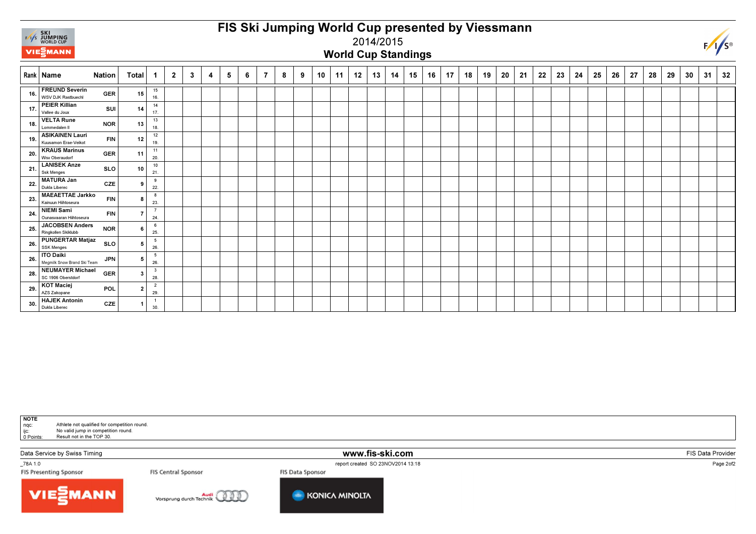# FIS Ski Jumping World Cup presented by Viessmann

2014/2015

## World Cup Standings

| Rank | Name | Nation | Total | 1 | 2 | 3 | 4 | 5 | 6 | 7 | 8 | 9 | 10 | 11 | 12 | 13 | 14 | 15 | 16 | 17 | 18 | 19 | 20 | 21 | 22 | 23 | 24 | 25 | 26 | 27 | 28 | 29 | 30 | 31 | 32 |
|---|---|---|---|---|---|---|---|---|---|---|---|---|---|---|---|---|---|---|---|---|---|---|---|---|---|---|---|---|---|---|---|---|---|---|---|
| 16. | FREUND Severin<br>WSV DJK Rastbuechl | GER | 15 | 15<br>16. | | | | | | | | | | | | | | | | | | | | | | | | | | | | | | | |
| 17. | PEIER Killian<br>Vallee du Joux | SUI | 14 | 14<br>17. | | | | | | | | | | | | | | | | | | | | | | | | | | | | | | | |
| 18. | VELTA Rune<br>Lommedalen Il | NOR | 13 | 13<br>18. | | | | | | | | | | | | | | | | | | | | | | | | | | | | | | | |
| 19. | ASIKAINEN Lauri<br>Kuusamon Erae-Veikot | FIN | 12 | 12<br>19. | | | | | | | | | | | | | | | | | | | | | | | | | | | | | | | |
| 20. | KRAUS Marinus<br>Wsv Oberaudorf | GER | 11 | 11<br>20. | | | | | | | | | | | | | | | | | | | | | | | | | | | | | | | |
| 21. | LANISEK Anze<br>Ssk Menges | SLO | 10 | 10<br>21. | | | | | | | | | | | | | | | | | | | | | | | | | | | | | | | |
| 22. | MATURA Jan<br>Dukla Liberec | CZE | 9 | 9<br>22. | | | | | | | | | | | | | | | | | | | | | | | | | | | | | | | |
| 23. | MAEAETTAE Jarkko<br>Kainuun Hiihtoseura | FIN | 8 | 8<br>23. | | | | | | | | | | | | | | | | | | | | | | | | | | | | | | | |
| 24. | NIEMI Sami<br>Ounasvaaran Hiihtoseura | FIN | 7 | 7<br>24. | | | | | | | | | | | | | | | | | | | | | | | | | | | | | | | |
| 25. | JACOBSEN Anders<br>Ringkollen Skiklubb | NOR | 6 | 6<br>25. | | | | | | | | | | | | | | | | | | | | | | | | | | | | | | | |
| 26. | PUNGERTAR Matjaz<br>SSK Menges | SLO | 5 | 5<br>26. | | | | | | | | | | | | | | | | | | | | | | | | | | | | | | | |
| 26. | ITO Daiki<br>Megmilk Snow Brand Ski Team | JPN | 5 | 5<br>26. | | | | | | | | | | | | | | | | | | | | | | | | | | | | | | | |
| 28. | NEUMAYER Michael<br>SC 1906 Oberstdorf | GER | 3 | 3<br>28. | | | | | | | | | | | | | | | | | | | | | | | | | | | | | | | |
| 29. | KOT Maciej<br>AZS Zakopane | POL | 2 | 2<br>29. | | | | | | | | | | | | | | | | | | | | | | | | | | | | | | | |
| 30. | HAJEK Antonin<br>Dukla Liberec | CZE | 1 | 1<br>30. | | | | | | | | | | | | | | | | | | | | | | | | | | | | | | | |

**NOTE**

nqc: Athlete not qualified for competition round.
ijc: No valid jump in competition round.
0 Points: Result not in the TOP 30.

Data Service by Swiss Timing

www.fis-ski.com

FIS Data Provider

_78A 1.0

report created SO 23NOV2014 13:18

FIS Presenting Sponsor: VIESSMANN

FIS Central Sponsor: Audi Vorsprung durch Technik

FIS Data Sponsor: KONICA MINOLTA